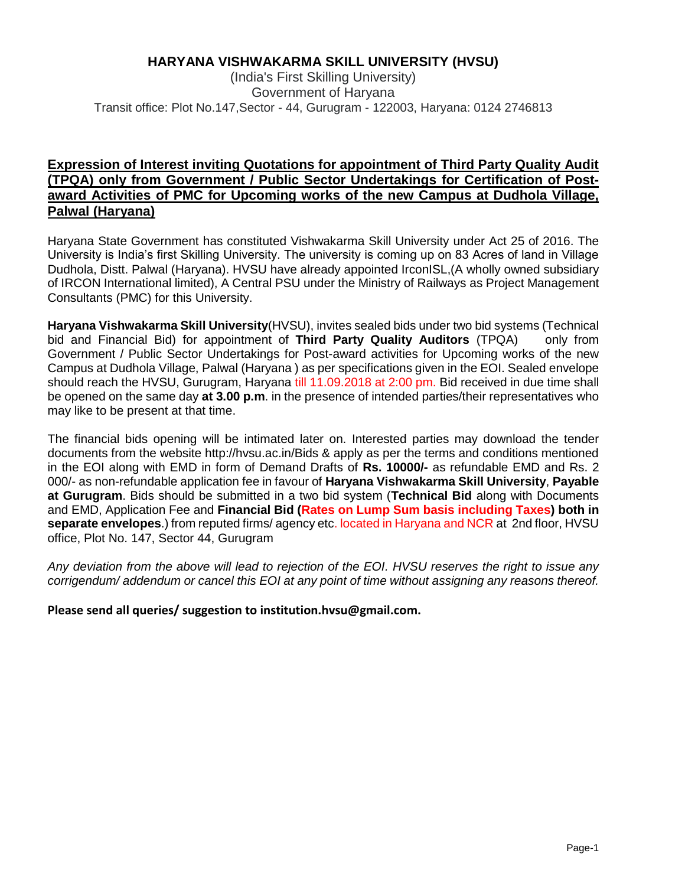# HARYANA VISHWAKARMA SKILL UNIVERSITY (HVSU)

(India's First Skilling University)
Government of Haryana
Transit office: Plot No.147,Sector - 44, Gurugram - 122003, Haryana: 0124 2746813

## Expression of Interest inviting Quotations for appointment of Third Party Quality Audit (TPQA) only from Government / Public Sector Undertakings for Certification of Post-award Activities of PMC for Upcoming works of the new Campus at Dudhola Village, Palwal (Haryana)

Haryana State Government has constituted Vishwakarma Skill University under Act 25 of 2016. The University is India's first Skilling University. The university is coming up on 83 Acres of land in Village Dudhola, Distt. Palwal (Haryana). HVSU have already appointed IrconISL,(A wholly owned subsidiary of IRCON International limited), A Central PSU under the Ministry of Railways as Project Management Consultants (PMC) for this University.

**Haryana Vishwakarma Skill University**(HVSU), invites sealed bids under two bid systems (Technical bid and Financial Bid) for appointment of **Third Party Quality Auditors** (TPQA) only from Government / Public Sector Undertakings for Post-award activities for Upcoming works of the new Campus at Dudhola Village, Palwal (Haryana ) as per specifications given in the EOI. Sealed envelope should reach the HVSU, Gurugram, Haryana till 11.09.2018 at 2:00 pm. Bid received in due time shall be opened on the same day **at 3.00 p.m**. in the presence of intended parties/their representatives who may like to be present at that time.

The financial bids opening will be intimated later on. Interested parties may download the tender documents from the website http://hvsu.ac.in/Bids & apply as per the terms and conditions mentioned in the EOI along with EMD in form of Demand Drafts of **Rs. 10000/-** as refundable EMD and Rs. 2 000/- as non-refundable application fee in favour of **Haryana Vishwakarma Skill University**, **Payable at Gurugram**. Bids should be submitted in a two bid system (**Technical Bid** along with Documents and EMD, Application Fee and **Financial Bid (Rates on Lump Sum basis including Taxes) both in separate envelopes**.) from reputed firms/ agency etc. located in Haryana and NCR at 2nd floor, HVSU office, Plot No. 147, Sector 44, Gurugram

*Any deviation from the above will lead to rejection of the EOI. HVSU reserves the right to issue any corrigendum/ addendum or cancel this EOI at any point of time without assigning any reasons thereof.*

**Please send all queries/ suggestion to institution.hvsu@gmail.com.**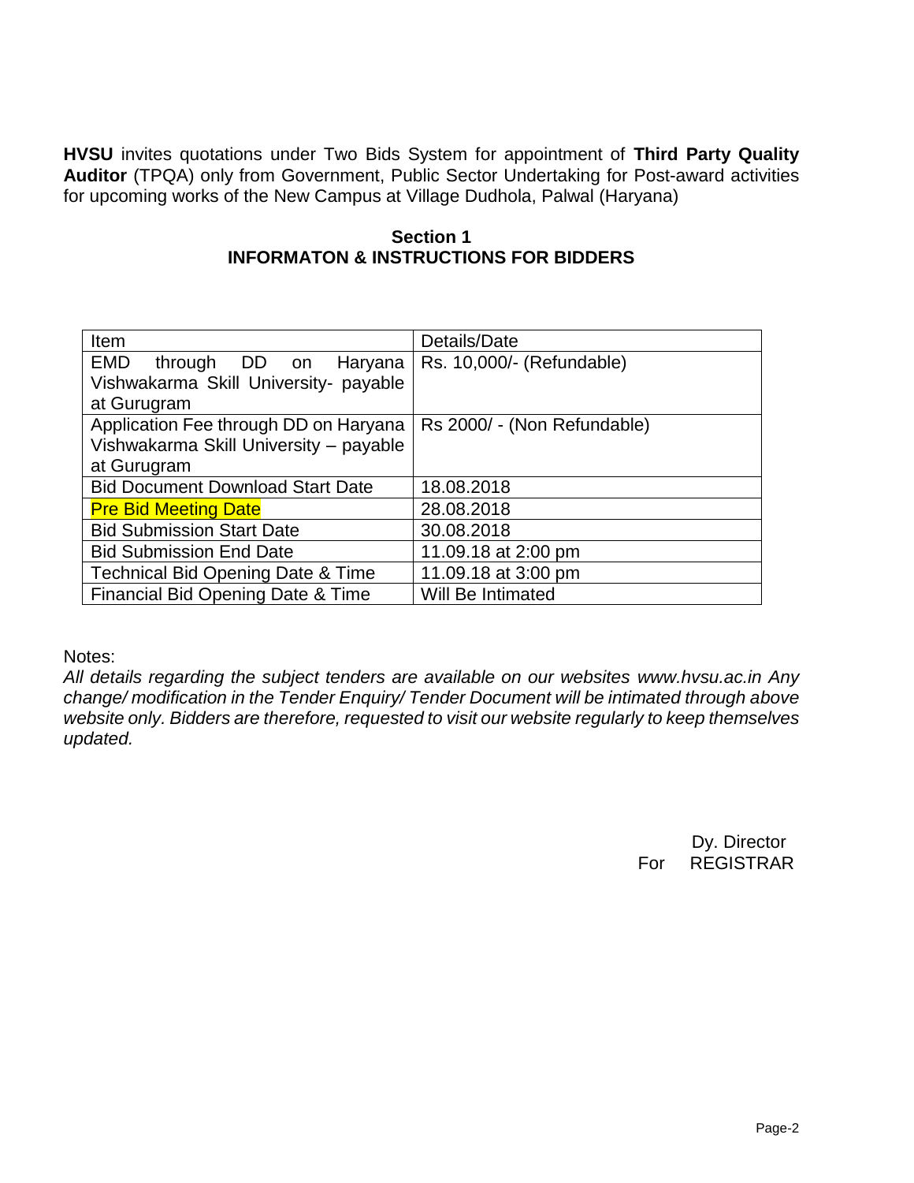**HVSU** invites quotations under Two Bids System for appointment of **Third Party Quality Auditor** (TPQA) only from Government, Public Sector Undertaking for Post-award activities for upcoming works of the New Campus at Village Dudhola, Palwal (Haryana)

## Section 1
## INFORMATON & INSTRUCTIONS FOR BIDDERS

| Item | Details/Date |
|---|---|
| EMD through DD on Haryana Vishwakarma Skill University- payable at Gurugram | Rs. 10,000/- (Refundable) |
| Application Fee through DD on Haryana Vishwakarma Skill University – payable at Gurugram | Rs 2000/ - (Non Refundable) |
| Bid Document Download Start Date | 18.08.2018 |
| Pre Bid Meeting Date | 28.08.2018 |
| Bid Submission Start Date | 30.08.2018 |
| Bid Submission End Date | 11.09.18 at 2:00 pm |
| Technical Bid Opening Date & Time | 11.09.18 at 3:00 pm |
| Financial Bid Opening Date & Time | Will Be Intimated |

Notes:

*All details regarding the subject tenders are available on our websites www.hvsu.ac.in Any change/ modification in the Tender Enquiry/ Tender Document will be intimated through above website only. Bidders are therefore, requested to visit our website regularly to keep themselves updated.*

Dy. Director
For REGISTRAR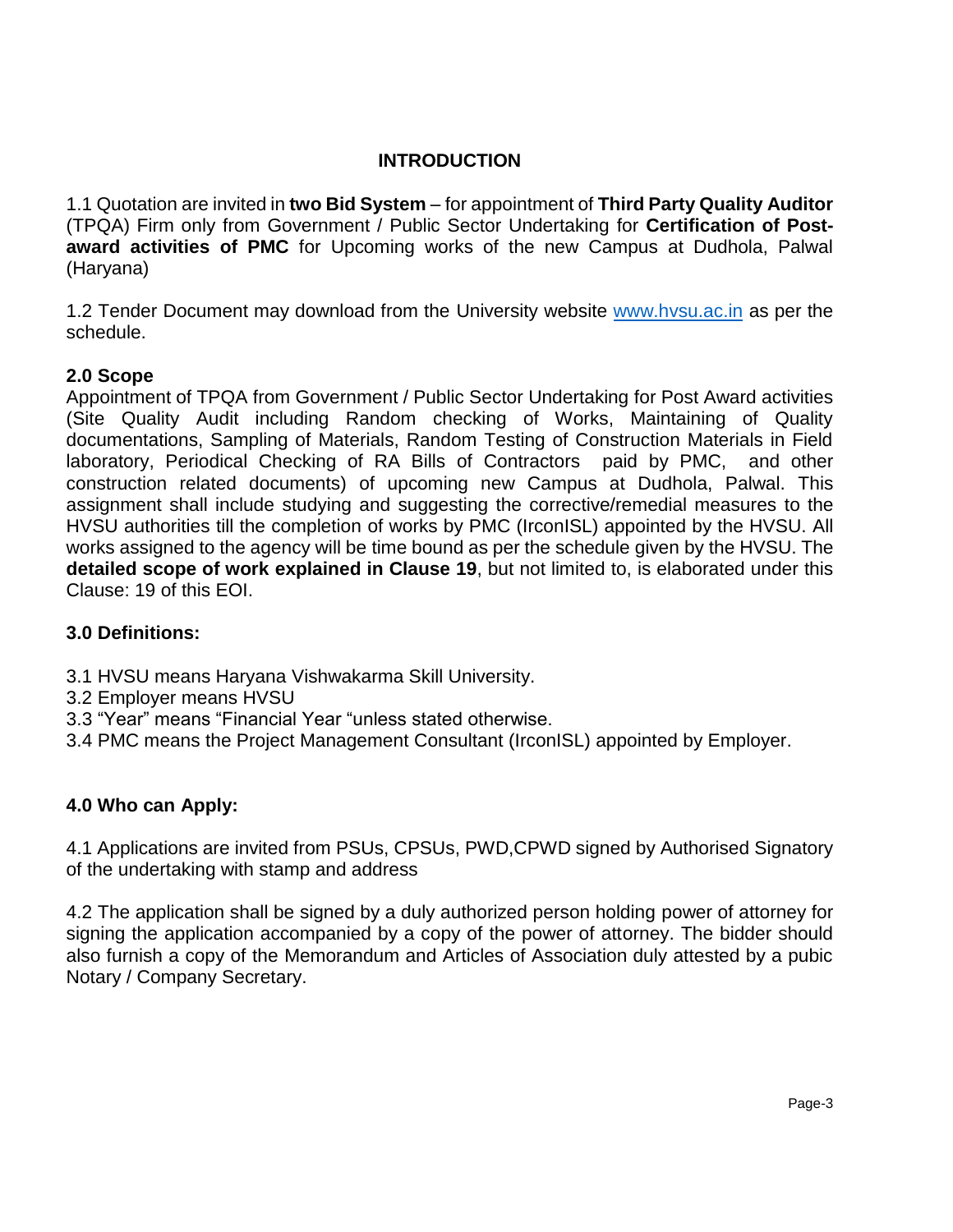## INTRODUCTION

1.1 Quotation are invited in **two Bid System** – for appointment of **Third Party Quality Auditor** (TPQA) Firm only from Government / Public Sector Undertaking for **Certification of Post-award activities of PMC** for Upcoming works of the new Campus at Dudhola, Palwal (Haryana)

1.2 Tender Document may download from the University website [www.hvsu.ac.in](http://www.hvsu.ac.in) as per the schedule.

### 2.0 Scope

Appointment of TPQA from Government / Public Sector Undertaking for Post Award activities (Site Quality Audit including Random checking of Works, Maintaining of Quality documentations, Sampling of Materials, Random Testing of Construction Materials in Field laboratory, Periodical Checking of RA Bills of Contractors paid by PMC, and other construction related documents) of upcoming new Campus at Dudhola, Palwal. This assignment shall include studying and suggesting the corrective/remedial measures to the HVSU authorities till the completion of works by PMC (IrconISL) appointed by the HVSU. All works assigned to the agency will be time bound as per the schedule given by the HVSU. The **detailed scope of work explained in Clause 19**, but not limited to, is elaborated under this Clause: 19 of this EOI.

### 3.0 Definitions:

3.1 HVSU means Haryana Vishwakarma Skill University.
3.2 Employer means HVSU
3.3 "Year" means "Financial Year "unless stated otherwise.
3.4 PMC means the Project Management Consultant (IrconISL) appointed by Employer.

### 4.0 Who can Apply:

4.1 Applications are invited from PSUs, CPSUs, PWD,CPWD signed by Authorised Signatory of the undertaking with stamp and address

4.2 The application shall be signed by a duly authorized person holding power of attorney for signing the application accompanied by a copy of the power of attorney. The bidder should also furnish a copy of the Memorandum and Articles of Association duly attested by a pubic Notary / Company Secretary.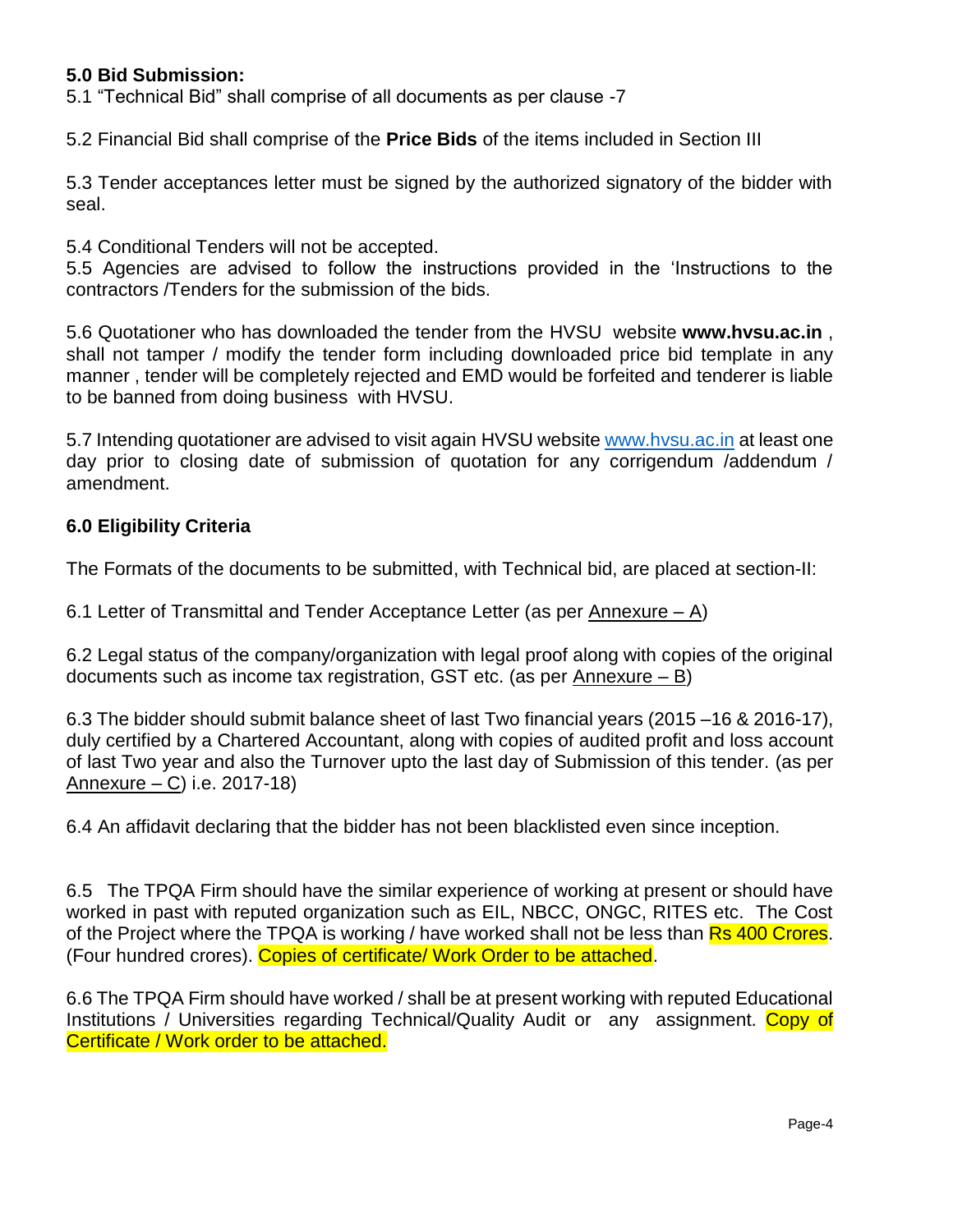**5.0 Bid Submission:**

5.1 "Technical Bid" shall comprise of all documents as per clause -7

5.2 Financial Bid shall comprise of the **Price Bids** of the items included in Section III

5.3 Tender acceptances letter must be signed by the authorized signatory of the bidder with seal.

5.4 Conditional Tenders will not be accepted.

5.5 Agencies are advised to follow the instructions provided in the 'Instructions to the contractors /Tenders for the submission of the bids.

5.6 Quotationer who has downloaded the tender from the HVSU website **www.hvsu.ac.in** , shall not tamper / modify the tender form including downloaded price bid template in any manner , tender will be completely rejected and EMD would be forfeited and tenderer is liable to be banned from doing business with HVSU.

5.7 Intending quotationer are advised to visit again HVSU website www.hvsu.ac.in at least one day prior to closing date of submission of quotation for any corrigendum /addendum / amendment.

**6.0 Eligibility Criteria**

The Formats of the documents to be submitted, with Technical bid, are placed at section-II:

6.1 Letter of Transmittal and Tender Acceptance Letter (as per Annexure – A)

6.2 Legal status of the company/organization with legal proof along with copies of the original documents such as income tax registration, GST etc. (as per Annexure – B)

6.3 The bidder should submit balance sheet of last Two financial years (2015 –16 & 2016-17), duly certified by a Chartered Accountant, along with copies of audited profit and loss account of last Two year and also the Turnover upto the last day of Submission of this tender. (as per Annexure – C) i.e. 2017-18)

6.4 An affidavit declaring that the bidder has not been blacklisted even since inception.

6.5 The TPQA Firm should have the similar experience of working at present or should have worked in past with reputed organization such as EIL, NBCC, ONGC, RITES etc. The Cost of the Project where the TPQA is working / have worked shall not be less than Rs 400 Crores. (Four hundred crores). Copies of certificate/ Work Order to be attached.

6.6 The TPQA Firm should have worked / shall be at present working with reputed Educational Institutions / Universities regarding Technical/Quality Audit or any assignment. Copy of Certificate / Work order to be attached.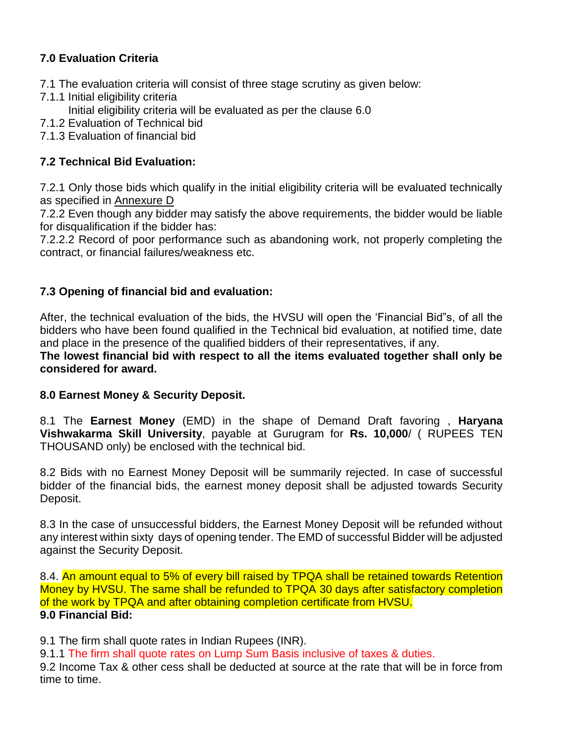**7.0 Evaluation Criteria**

7.1 The evaluation criteria will consist of three stage scrutiny as given below:

7.1.1 Initial eligibility criteria

Initial eligibility criteria will be evaluated as per the clause 6.0

7.1.2 Evaluation of Technical bid

7.1.3 Evaluation of financial bid

**7.2 Technical Bid Evaluation:**

7.2.1 Only those bids which qualify in the initial eligibility criteria will be evaluated technically as specified in Annexure D

7.2.2 Even though any bidder may satisfy the above requirements, the bidder would be liable for disqualification if the bidder has:

7.2.2.2 Record of poor performance such as abandoning work, not properly completing the contract, or financial failures/weakness etc.

**7.3 Opening of financial bid and evaluation:**

After, the technical evaluation of the bids, the HVSU will open the 'Financial Bid"s, of all the bidders who have been found qualified in the Technical bid evaluation, at notified time, date and place in the presence of the qualified bidders of their representatives, if any.

**The lowest financial bid with respect to all the items evaluated together shall only be considered for award.**

**8.0 Earnest Money & Security Deposit.**

8.1 The **Earnest Money** (EMD) in the shape of Demand Draft favoring , **Haryana Vishwakarma Skill University**, payable at Gurugram for **Rs. 10,000**/ ( RUPEES TEN THOUSAND only) be enclosed with the technical bid.

8.2 Bids with no Earnest Money Deposit will be summarily rejected. In case of successful bidder of the financial bids, the earnest money deposit shall be adjusted towards Security Deposit.

8.3 In the case of unsuccessful bidders, the Earnest Money Deposit will be refunded without any interest within sixty days of opening tender. The EMD of successful Bidder will be adjusted against the Security Deposit.

8.4. An amount equal to 5% of every bill raised by TPQA shall be retained towards Retention Money by HVSU. The same shall be refunded to TPQA 30 days after satisfactory completion of the work by TPQA and after obtaining completion certificate from HVSU.

**9.0 Financial Bid:**

9.1 The firm shall quote rates in Indian Rupees (INR).

9.1.1 The firm shall quote rates on Lump Sum Basis inclusive of taxes & duties.

9.2 Income Tax & other cess shall be deducted at source at the rate that will be in force from time to time.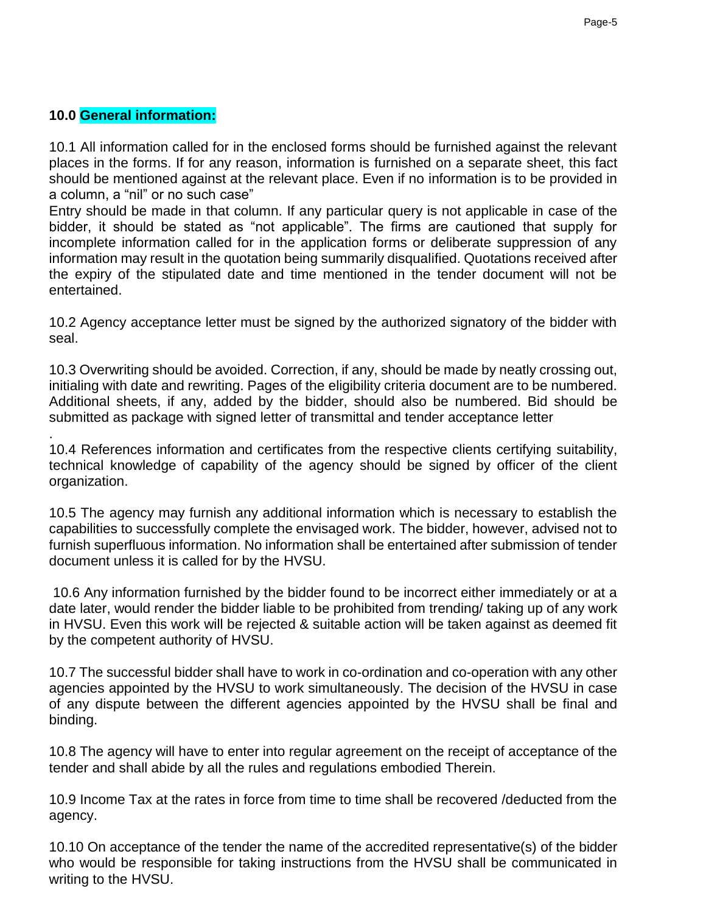## 10.0 General information:

10.1 All information called for in the enclosed forms should be furnished against the relevant places in the forms. If for any reason, information is furnished on a separate sheet, this fact should be mentioned against at the relevant place. Even if no information is to be provided in a column, a "nil" or no such case"

Entry should be made in that column. If any particular query is not applicable in case of the bidder, it should be stated as "not applicable". The firms are cautioned that supply for incomplete information called for in the application forms or deliberate suppression of any information may result in the quotation being summarily disqualified. Quotations received after the expiry of the stipulated date and time mentioned in the tender document will not be entertained.

10.2 Agency acceptance letter must be signed by the authorized signatory of the bidder with seal.

10.3 Overwriting should be avoided. Correction, if any, should be made by neatly crossing out, initialing with date and rewriting. Pages of the eligibility criteria document are to be numbered. Additional sheets, if any, added by the bidder, should also be numbered. Bid should be submitted as package with signed letter of transmittal and tender acceptance letter

.

10.4 References information and certificates from the respective clients certifying suitability, technical knowledge of capability of the agency should be signed by officer of the client organization.

10.5 The agency may furnish any additional information which is necessary to establish the capabilities to successfully complete the envisaged work. The bidder, however, advised not to furnish superfluous information. No information shall be entertained after submission of tender document unless it is called for by the HVSU.

10.6 Any information furnished by the bidder found to be incorrect either immediately or at a date later, would render the bidder liable to be prohibited from trending/ taking up of any work in HVSU. Even this work will be rejected & suitable action will be taken against as deemed fit by the competent authority of HVSU.

10.7 The successful bidder shall have to work in co-ordination and co-operation with any other agencies appointed by the HVSU to work simultaneously. The decision of the HVSU in case of any dispute between the different agencies appointed by the HVSU shall be final and binding.

10.8 The agency will have to enter into regular agreement on the receipt of acceptance of the tender and shall abide by all the rules and regulations embodied Therein.

10.9 Income Tax at the rates in force from time to time shall be recovered /deducted from the agency.

10.10 On acceptance of the tender the name of the accredited representative(s) of the bidder who would be responsible for taking instructions from the HVSU shall be communicated in writing to the HVSU.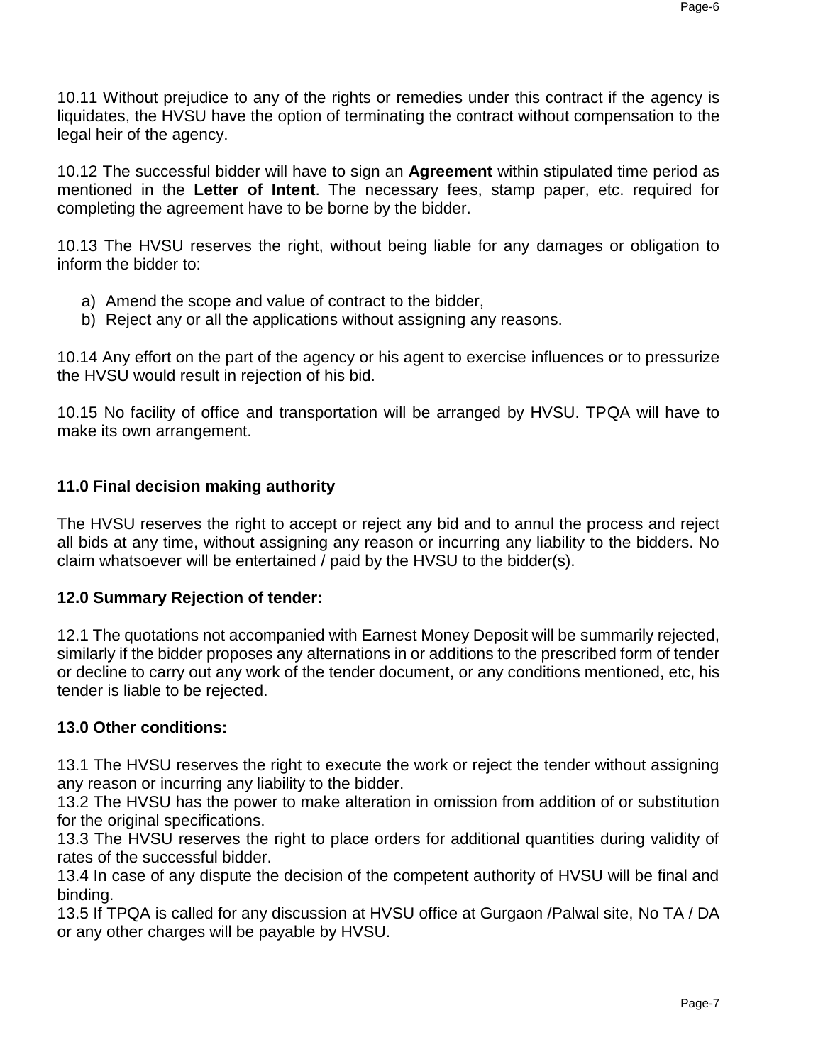10.11 Without prejudice to any of the rights or remedies under this contract if the agency is liquidates, the HVSU have the option of terminating the contract without compensation to the legal heir of the agency.

10.12 The successful bidder will have to sign an **Agreement** within stipulated time period as mentioned in the **Letter of Intent**. The necessary fees, stamp paper, etc. required for completing the agreement have to be borne by the bidder.

10.13 The HVSU reserves the right, without being liable for any damages or obligation to inform the bidder to:

a) Amend the scope and value of contract to the bidder,
b) Reject any or all the applications without assigning any reasons.

10.14 Any effort on the part of the agency or his agent to exercise influences or to pressurize the HVSU would result in rejection of his bid.

10.15 No facility of office and transportation will be arranged by HVSU. TPQA will have to make its own arrangement.

**11.0 Final decision making authority**

The HVSU reserves the right to accept or reject any bid and to annul the process and reject all bids at any time, without assigning any reason or incurring any liability to the bidders. No claim whatsoever will be entertained / paid by the HVSU to the bidder(s).

**12.0 Summary Rejection of tender:**

12.1 The quotations not accompanied with Earnest Money Deposit will be summarily rejected, similarly if the bidder proposes any alternations in or additions to the prescribed form of tender or decline to carry out any work of the tender document, or any conditions mentioned, etc, his tender is liable to be rejected.

**13.0 Other conditions:**

13.1 The HVSU reserves the right to execute the work or reject the tender without assigning any reason or incurring any liability to the bidder.
13.2 The HVSU has the power to make alteration in omission from addition of or substitution for the original specifications.
13.3 The HVSU reserves the right to place orders for additional quantities during validity of rates of the successful bidder.
13.4 In case of any dispute the decision of the competent authority of HVSU will be final and binding.
13.5 If TPQA is called for any discussion at HVSU office at Gurgaon /Palwal site, No TA / DA or any other charges will be payable by HVSU.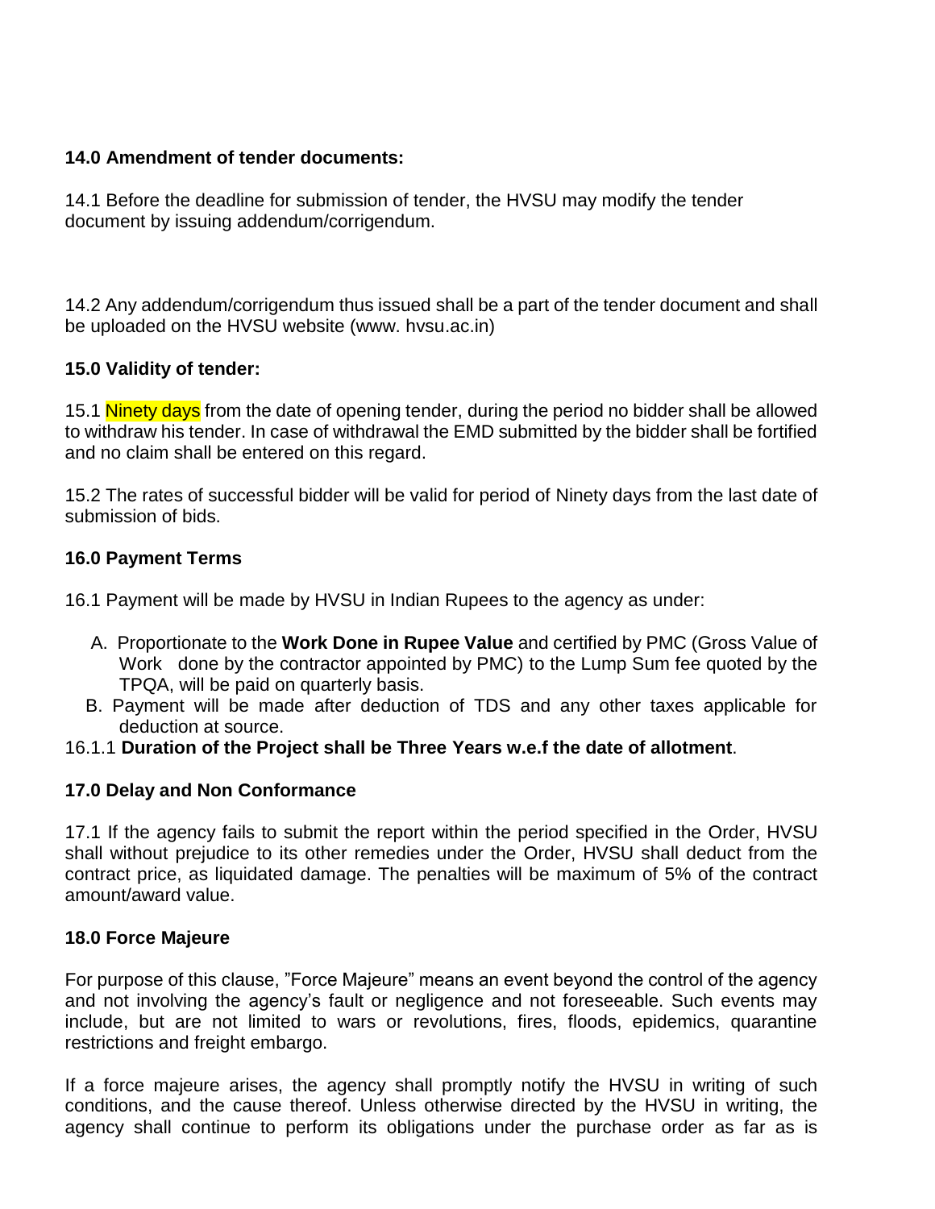**14.0 Amendment of tender documents:**

14.1 Before the deadline for submission of tender, the HVSU may modify the tender document by issuing addendum/corrigendum.

14.2 Any addendum/corrigendum thus issued shall be a part of the tender document and shall be uploaded on the HVSU website (www. hvsu.ac.in)

**15.0 Validity of tender:**

15.1 Ninety days from the date of opening tender, during the period no bidder shall be allowed to withdraw his tender. In case of withdrawal the EMD submitted by the bidder shall be fortified and no claim shall be entered on this regard.

15.2 The rates of successful bidder will be valid for period of Ninety days from the last date of submission of bids.

**16.0 Payment Terms**

16.1 Payment will be made by HVSU in Indian Rupees to the agency as under:

A. Proportionate to the **Work Done in Rupee Value** and certified by PMC (Gross Value of Work done by the contractor appointed by PMC) to the Lump Sum fee quoted by the TPQA, will be paid on quarterly basis.
B. Payment will be made after deduction of TDS and any other taxes applicable for deduction at source.

16.1.1 **Duration of the Project shall be Three Years w.e.f the date of allotment**.

**17.0 Delay and Non Conformance**

17.1 If the agency fails to submit the report within the period specified in the Order, HVSU shall without prejudice to its other remedies under the Order, HVSU shall deduct from the contract price, as liquidated damage. The penalties will be maximum of 5% of the contract amount/award value.

**18.0 Force Majeure**

For purpose of this clause, "Force Majeure" means an event beyond the control of the agency and not involving the agency's fault or negligence and not foreseeable. Such events may include, but are not limited to wars or revolutions, fires, floods, epidemics, quarantine restrictions and freight embargo.

If a force majeure arises, the agency shall promptly notify the HVSU in writing of such conditions, and the cause thereof. Unless otherwise directed by the HVSU in writing, the agency shall continue to perform its obligations under the purchase order as far as is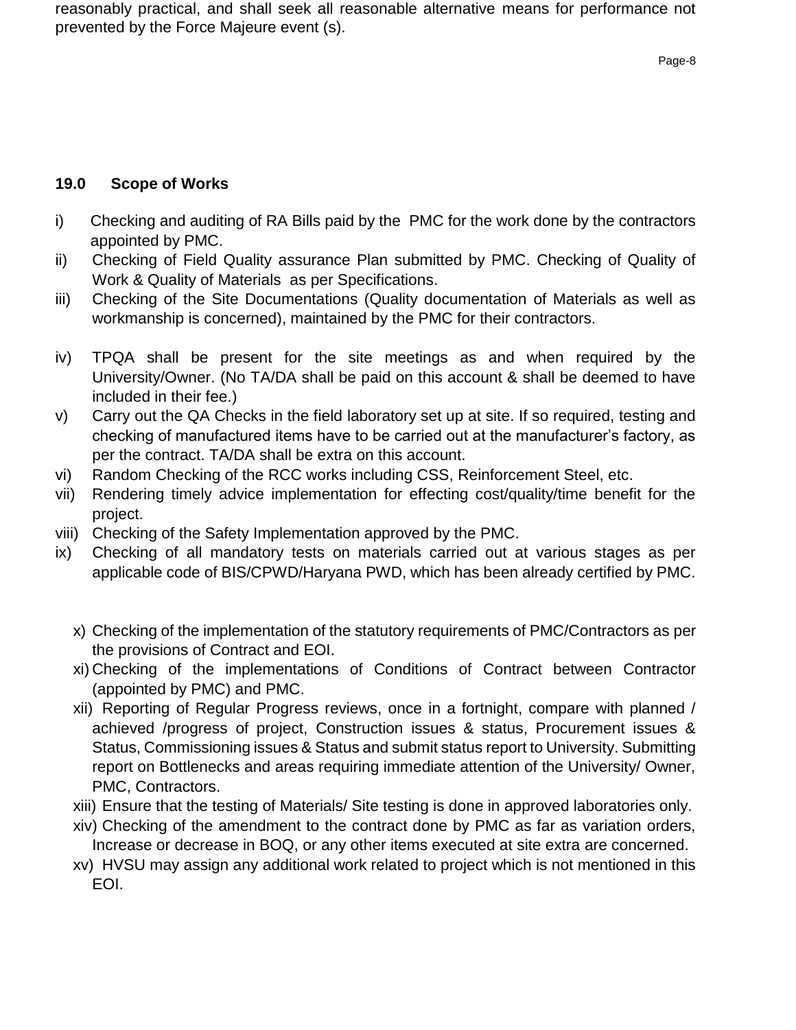reasonably practical, and shall seek all reasonable alternative means for performance not prevented by the Force Majeure event (s).

## 19.0 Scope of Works

i) Checking and auditing of RA Bills paid by the PMC for the work done by the contractors appointed by PMC.

ii) Checking of Field Quality assurance Plan submitted by PMC. Checking of Quality of Work & Quality of Materials as per Specifications.

iii) Checking of the Site Documentations (Quality documentation of Materials as well as workmanship is concerned), maintained by the PMC for their contractors.

iv) TPQA shall be present for the site meetings as and when required by the University/Owner. (No TA/DA shall be paid on this account & shall be deemed to have included in their fee.)

v) Carry out the QA Checks in the field laboratory set up at site. If so required, testing and checking of manufactured items have to be carried out at the manufacturer's factory, as per the contract. TA/DA shall be extra on this account.

vi) Random Checking of the RCC works including CSS, Reinforcement Steel, etc.

vii) Rendering timely advice implementation for effecting cost/quality/time benefit for the project.

viii) Checking of the Safety Implementation approved by the PMC.

ix) Checking of all mandatory tests on materials carried out at various stages as per applicable code of BIS/CPWD/Haryana PWD, which has been already certified by PMC.

x) Checking of the implementation of the statutory requirements of PMC/Contractors as per the provisions of Contract and EOI.

xi) Checking of the implementations of Conditions of Contract between Contractor (appointed by PMC) and PMC.

xii) Reporting of Regular Progress reviews, once in a fortnight, compare with planned / achieved /progress of project, Construction issues & status, Procurement issues & Status, Commissioning issues & Status and submit status report to University. Submitting report on Bottlenecks and areas requiring immediate attention of the University/ Owner, PMC, Contractors.

xiii) Ensure that the testing of Materials/ Site testing is done in approved laboratories only.

xiv) Checking of the amendment to the contract done by PMC as far as variation orders, Increase or decrease in BOQ, or any other items executed at site extra are concerned.

xv) HVSU may assign any additional work related to project which is not mentioned in this EOI.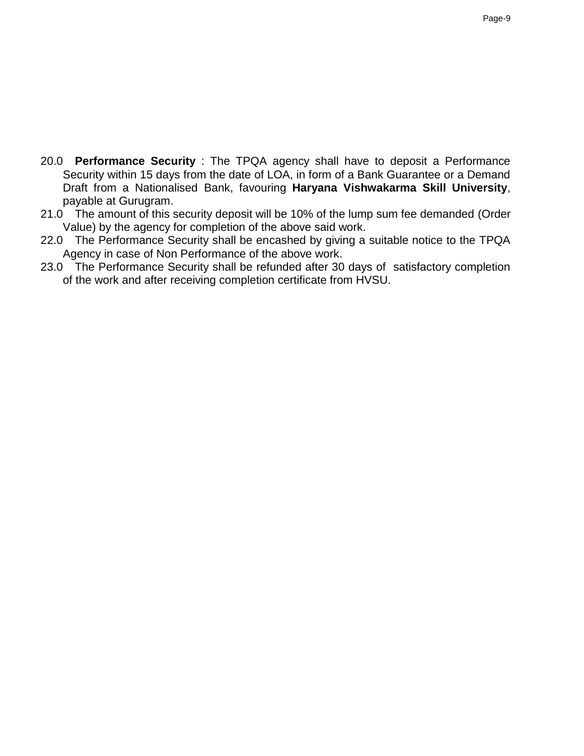20.0 **Performance Security** : The TPQA agency shall have to deposit a Performance Security within 15 days from the date of LOA, in form of a Bank Guarantee or a Demand Draft from a Nationalised Bank, favouring **Haryana Vishwakarma Skill University**, payable at Gurugram.

21.0 The amount of this security deposit will be 10% of the lump sum fee demanded (Order Value) by the agency for completion of the above said work.

22.0 The Performance Security shall be encashed by giving a suitable notice to the TPQA Agency in case of Non Performance of the above work.

23.0 The Performance Security shall be refunded after 30 days of satisfactory completion of the work and after receiving completion certificate from HVSU.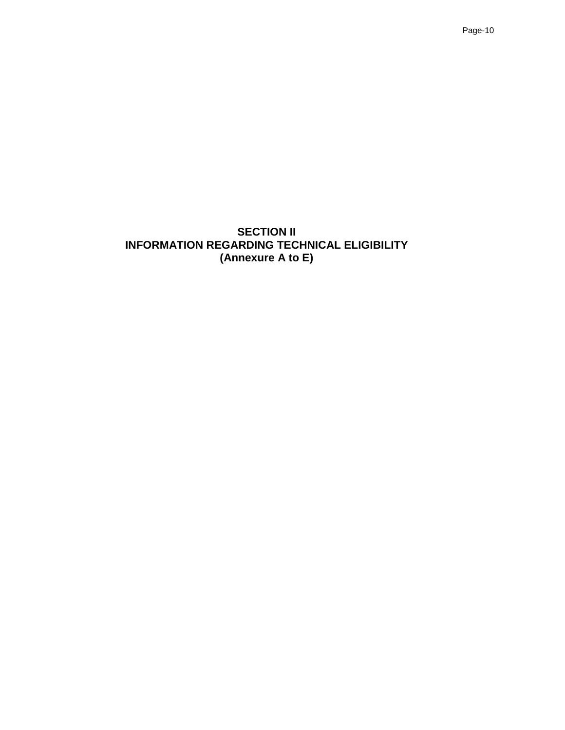# SECTION II
# INFORMATION REGARDING TECHNICAL ELIGIBILITY
# (Annexure A to E)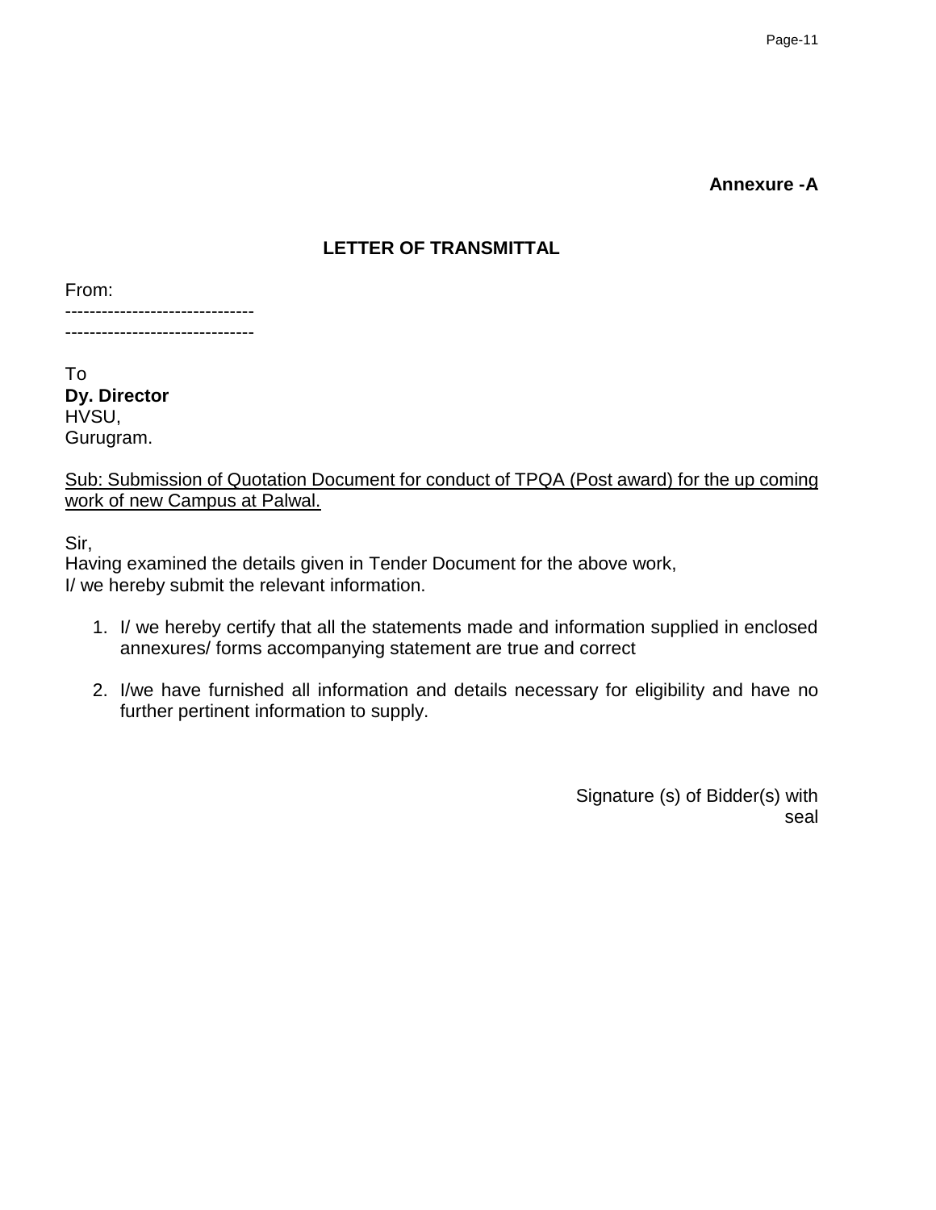**Annexure -A**

## LETTER OF TRANSMITTAL

From:
-------------------------------
-------------------------------

To
**Dy. Director**
HVSU,
Gurugram.

<u>Sub: Submission of Quotation Document for conduct of TPQA (Post award) for the up coming work of new Campus at Palwal.</u>

Sir,
Having examined the details given in Tender Document for the above work,
I/ we hereby submit the relevant information.

1. I/ we hereby certify that all the statements made and information supplied in enclosed annexures/ forms accompanying statement are true and correct

2. I/we have furnished all information and details necessary for eligibility and have no further pertinent information to supply.

Signature (s) of Bidder(s) with seal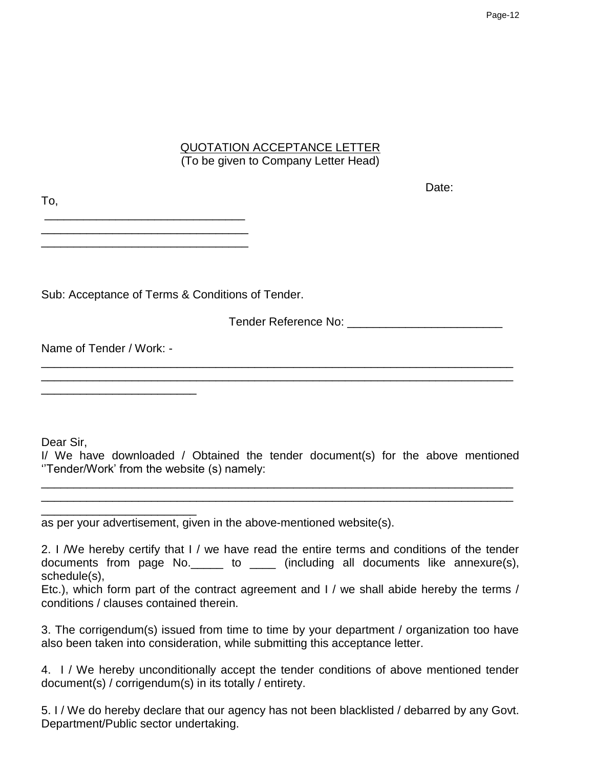<u>QUOTATION ACCEPTANCE LETTER</u>
(To be given to Company Letter Head)

Date:

To,

______________________________
_______________________________
_______________________________

Sub: Acceptance of Terms & Conditions of Tender.

Tender Reference No: ________________________

Name of Tender / Work: -
_________________________________________________________________________
_________________________________________________________________________
________________________

Dear Sir,

I/ We have downloaded / Obtained the tender document(s) for the above mentioned ''Tender/Work' from the website (s) namely:
_________________________________________________________________________
_________________________________________________________________________
________________________
as per your advertisement, given in the above-mentioned website(s).

2. I /We hereby certify that I / we have read the entire terms and conditions of the tender documents from page No._____ to ____ (including all documents like annexure(s), schedule(s),
Etc.), which form part of the contract agreement and I / we shall abide hereby the terms / conditions / clauses contained therein.

3. The corrigendum(s) issued from time to time by your department / organization too have also been taken into consideration, while submitting this acceptance letter.

4. I / We hereby unconditionally accept the tender conditions of above mentioned tender document(s) / corrigendum(s) in its totally / entirety.

5. I / We do hereby declare that our agency has not been blacklisted / debarred by any Govt. Department/Public sector undertaking.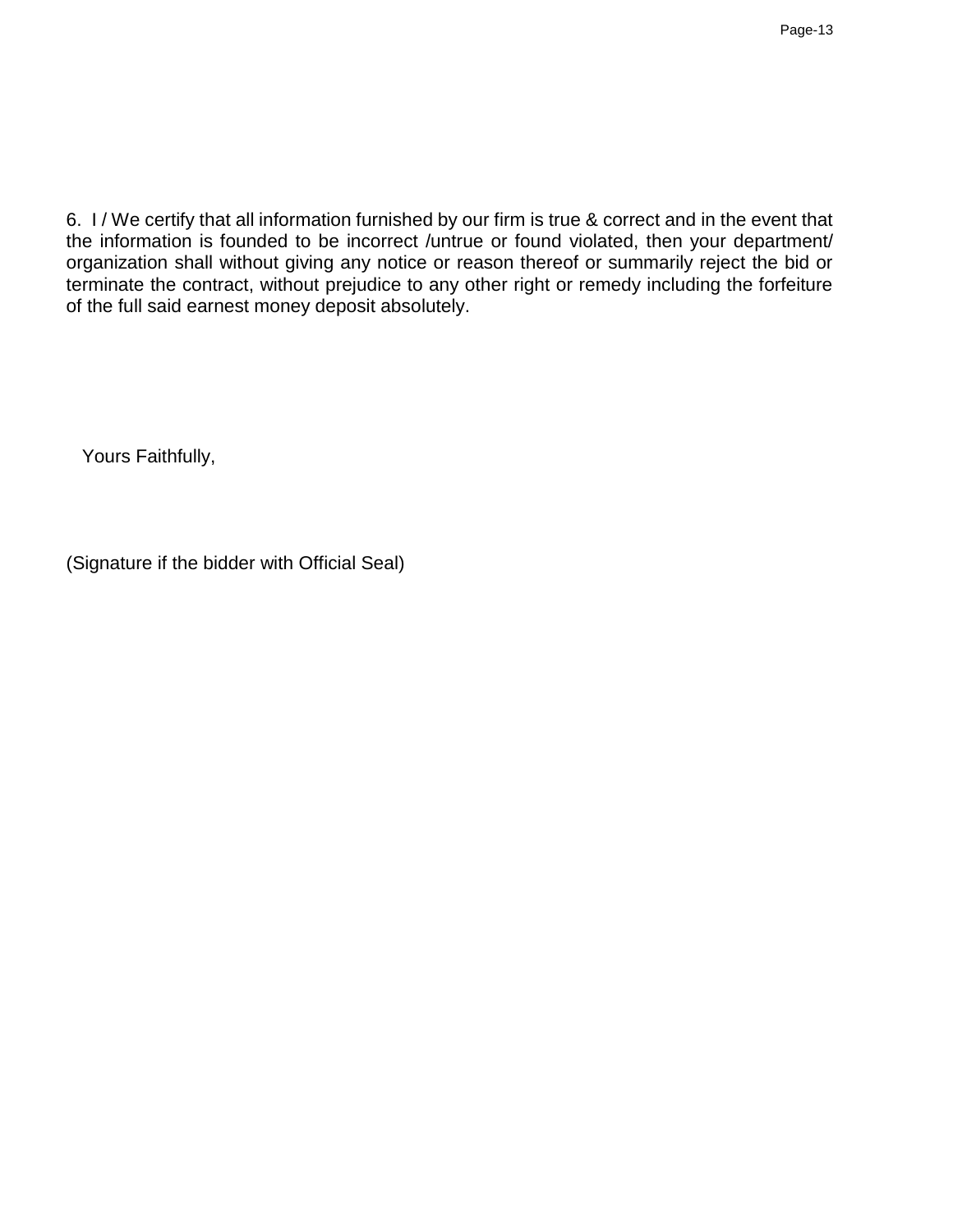6. I / We certify that all information furnished by our firm is true & correct and in the event that the information is founded to be incorrect /untrue or found violated, then your department/ organization shall without giving any notice or reason thereof or summarily reject the bid or terminate the contract, without prejudice to any other right or remedy including the forfeiture of the full said earnest money deposit absolutely.

Yours Faithfully,

(Signature if the bidder with Official Seal)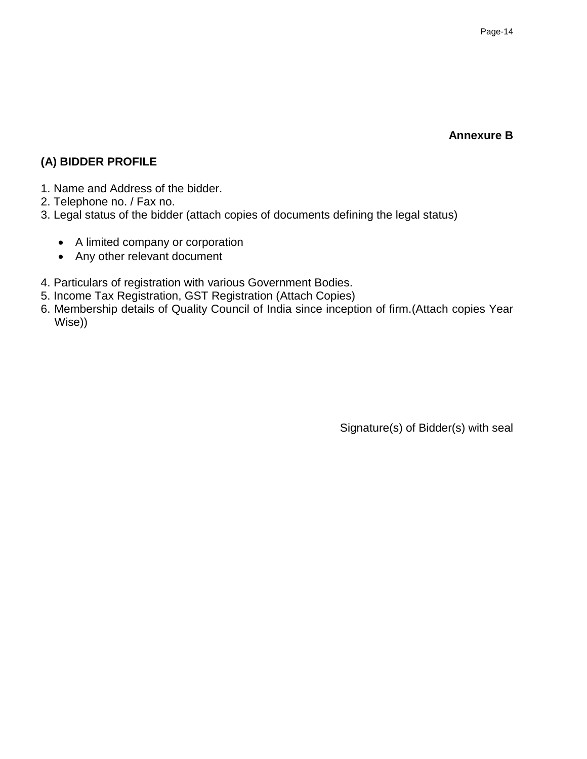**Annexure B**

## (A) BIDDER PROFILE

1. Name and Address of the bidder.
2. Telephone no. / Fax no.
3. Legal status of the bidder (attach copies of documents defining the legal status)

   - A limited company or corporation
   - Any other relevant document

4. Particulars of registration with various Government Bodies.
5. Income Tax Registration, GST Registration (Attach Copies)
6. Membership details of Quality Council of India since inception of firm.(Attach copies Year Wise))

Signature(s) of Bidder(s) with seal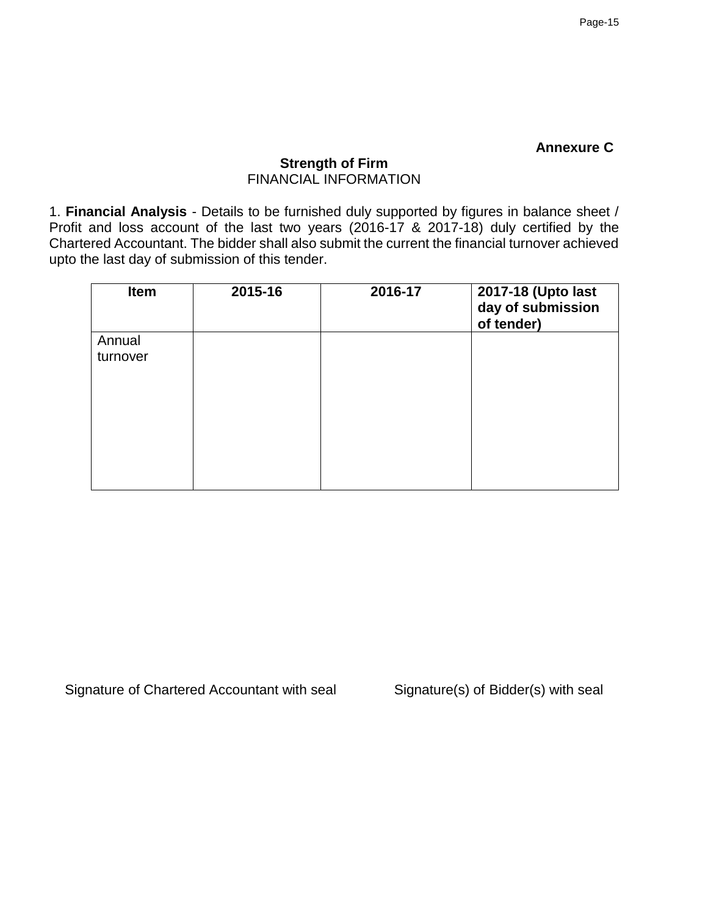**Annexure C**

**Strength of Firm**

FINANCIAL INFORMATION

1. **Financial Analysis** - Details to be furnished duly supported by figures in balance sheet / Profit and loss account of the last two years (2016-17 & 2017-18) duly certified by the Chartered Accountant. The bidder shall also submit the current the financial turnover achieved upto the last day of submission of this tender.

| Item | 2015-16 | 2016-17 | 2017-18 (Upto last day of submission of tender) |
|---|---|---|---|
| Annual turnover | | | |

Signature of Chartered Accountant with seal

Signature(s) of Bidder(s) with seal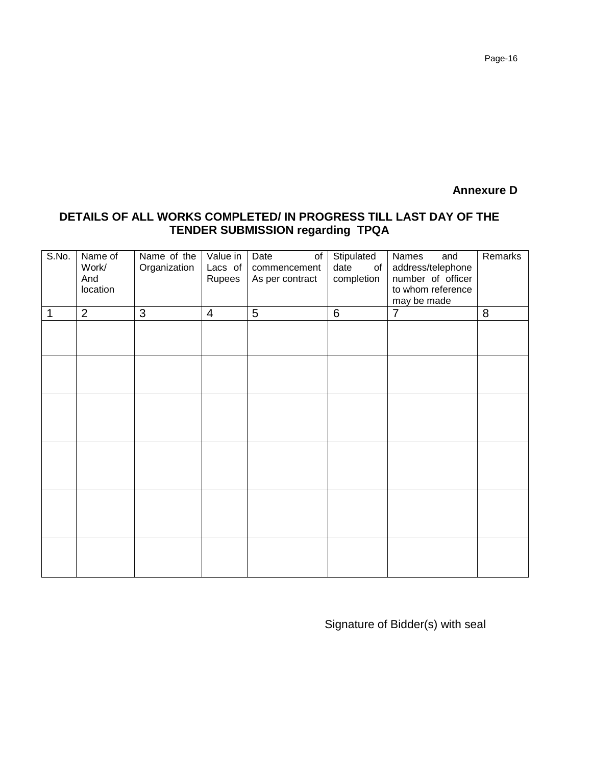**Annexure D**

## DETAILS OF ALL WORKS COMPLETED/ IN PROGRESS TILL LAST DAY OF THE TENDER SUBMISSION regarding TPQA

| S.No. | Name of Work/ And location | Name of the Organization | Value in Lacs of Rupees | Date of commencement As per contract | Stipulated date of completion | Names and address/telephone number of officer to whom reference may be made | Remarks |
|---|---|---|---|---|---|---|---|
| 1 | 2 | 3 | 4 | 5 | 6 | 7 | 8 |
| | | | | | | | |
| | | | | | | | |
| | | | | | | | |
| | | | | | | | |
| | | | | | | | |
| | | | | | | | |

Signature of Bidder(s) with seal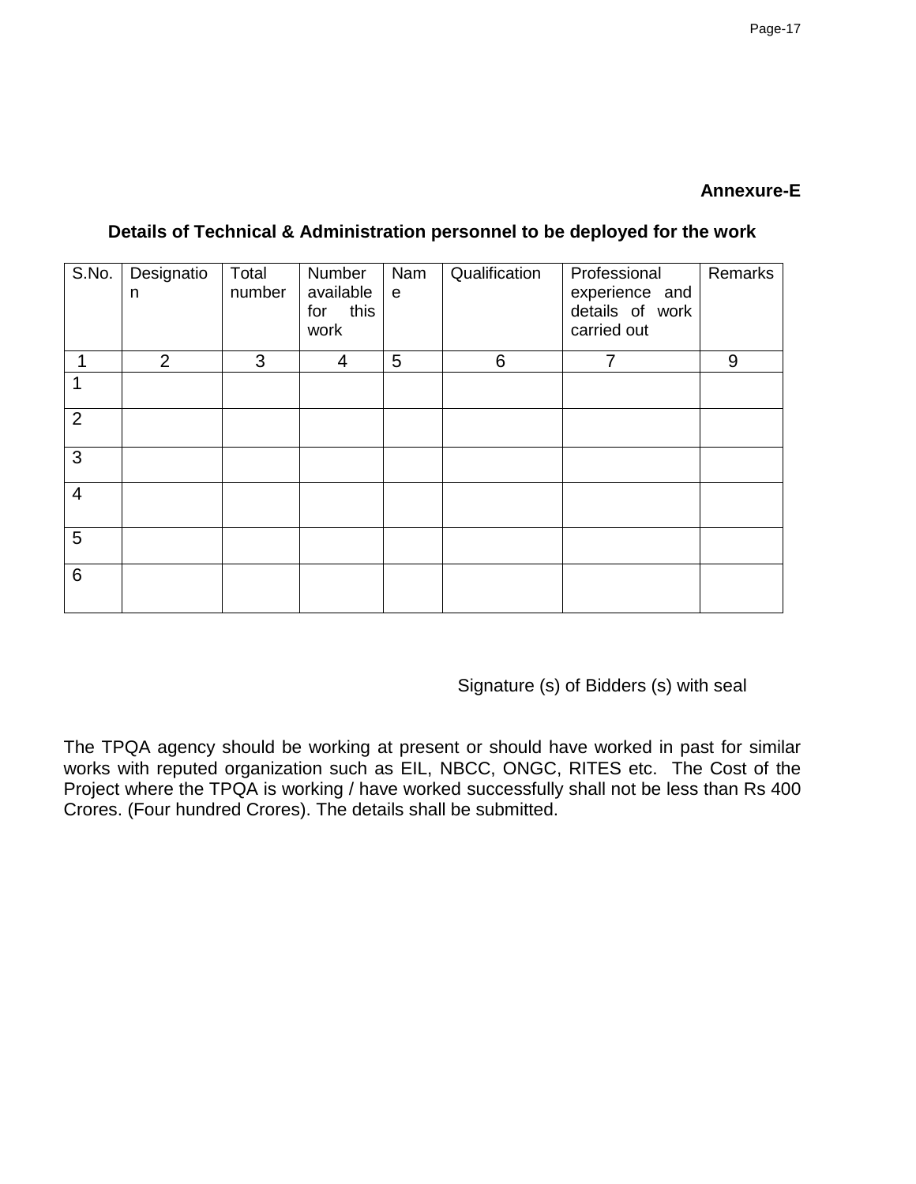**Annexure-E**

### Details of Technical & Administration personnel to be deployed for the work

| S.No. | Designation | Total number | Number available for this work | Name | Qualification | Professional experience and details of work carried out | Remarks |
|---|---|---|---|---|---|---|---|
| 1 | 2 | 3 | 4 | 5 | 6 | 7 | 9 |
| 1 | | | | | | | |
| 2 | | | | | | | |
| 3 | | | | | | | |
| 4 | | | | | | | |
| 5 | | | | | | | |
| 6 | | | | | | | |

Signature (s) of Bidders (s) with seal

The TPQA agency should be working at present or should have worked in past for similar works with reputed organization such as EIL, NBCC, ONGC, RITES etc. The Cost of the Project where the TPQA is working / have worked successfully shall not be less than Rs 400 Crores. (Four hundred Crores). The details shall be submitted.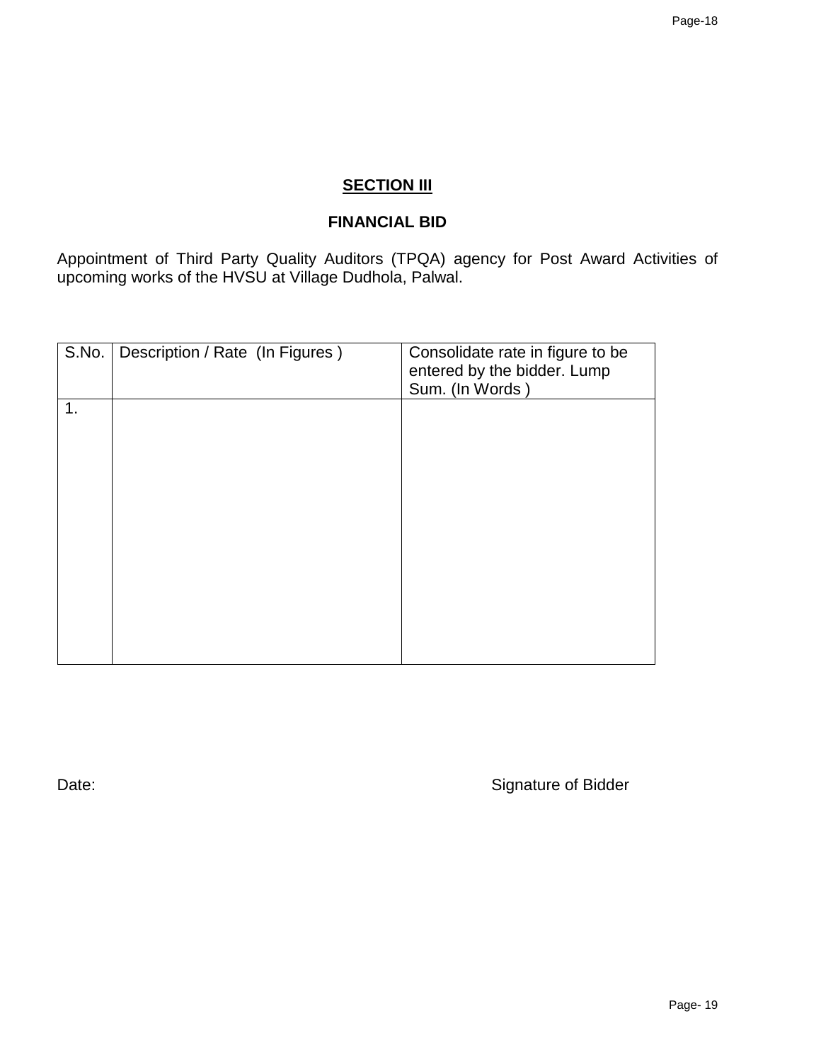## SECTION III

## FINANCIAL BID

Appointment of Third Party Quality Auditors (TPQA) agency for Post Award Activities of upcoming works of the HVSU at Village Dudhola, Palwal.

| S.No. | Description / Rate (In Figures ) | Consolidate rate in figure to be entered by the bidder. Lump Sum. (In Words ) |
|---|---|---|
| 1. | | |

Date: Signature of Bidder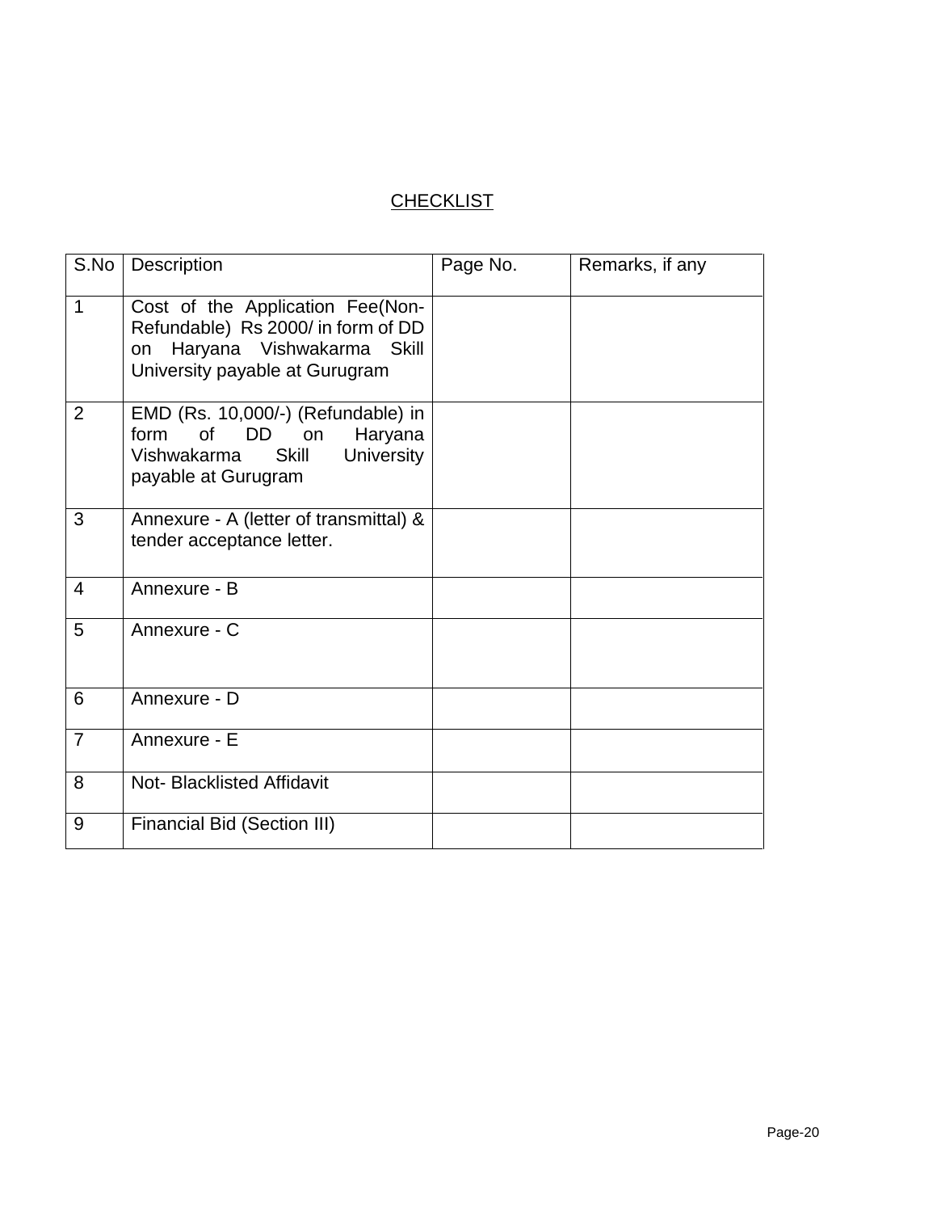# CHECKLIST

| S.No | Description | Page No. | Remarks, if any |
|---|---|---|---|
| 1 | Cost of the Application Fee(Non-Refundable) Rs 2000/ in form of DD on Haryana Vishwakarma Skill University payable at Gurugram | | |
| 2 | EMD (Rs. 10,000/-) (Refundable) in form of DD on Haryana Vishwakarma Skill University payable at Gurugram | | |
| 3 | Annexure - A (letter of transmittal) & tender acceptance letter. | | |
| 4 | Annexure - B | | |
| 5 | Annexure - C | | |
| 6 | Annexure - D | | |
| 7 | Annexure - E | | |
| 8 | Not- Blacklisted Affidavit | | |
| 9 | Financial Bid (Section III) | | |